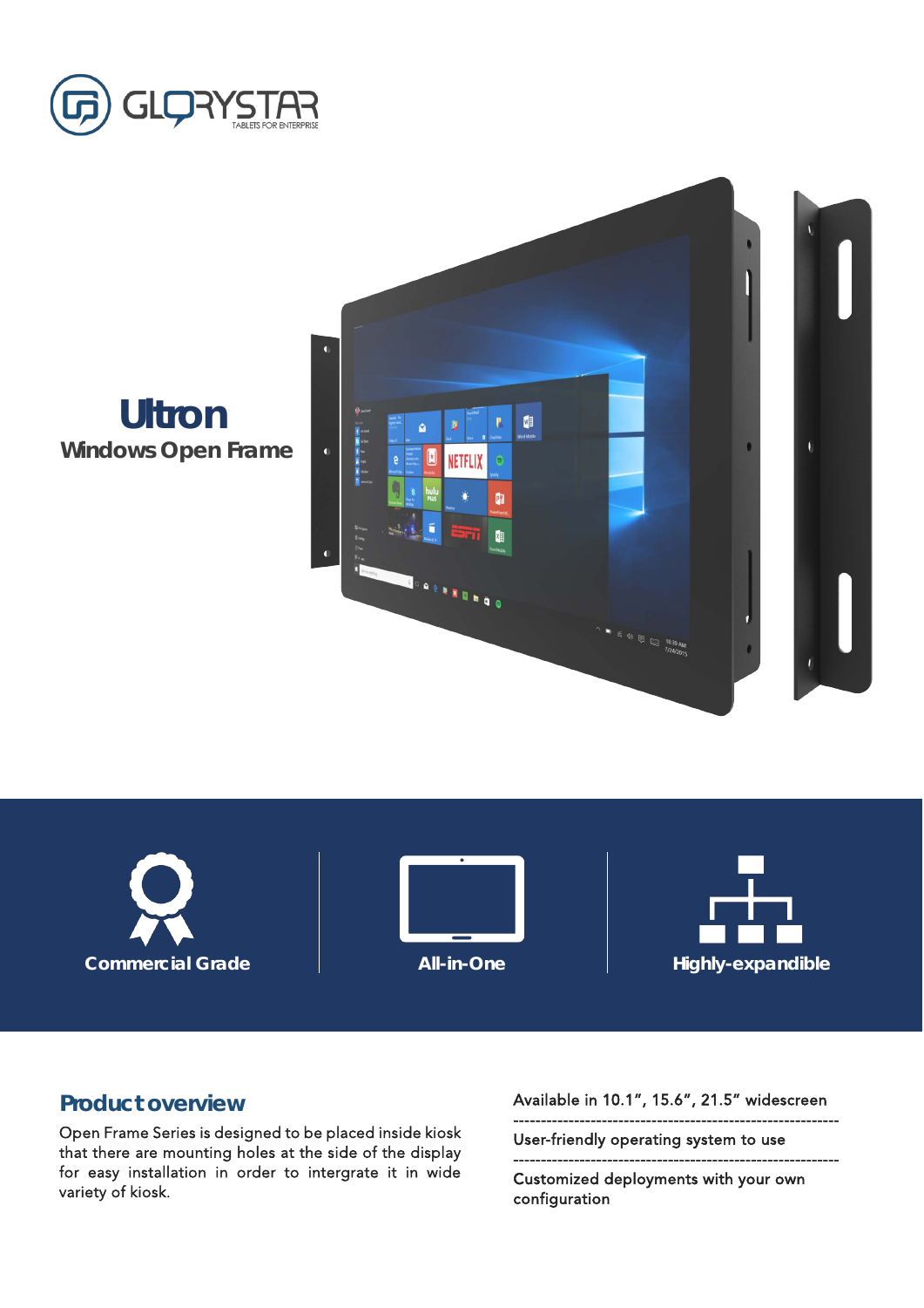GLORYSTAR
TABLETS FOR ENTERPRISE

# Ultron

## Windows Open Frame

**Commercial Grade**

**All-in-One**

**Highly-expandible**

## Product overview

Open Frame Series is designed to be placed inside kiosk that there are mounting holes at the side of the display for easy installation in order to intergrate it in wide variety of kiosk.

Available in 10.1", 15.6", 21.5" widescreen

User-friendly operating system to use

Customized deployments with your own configuration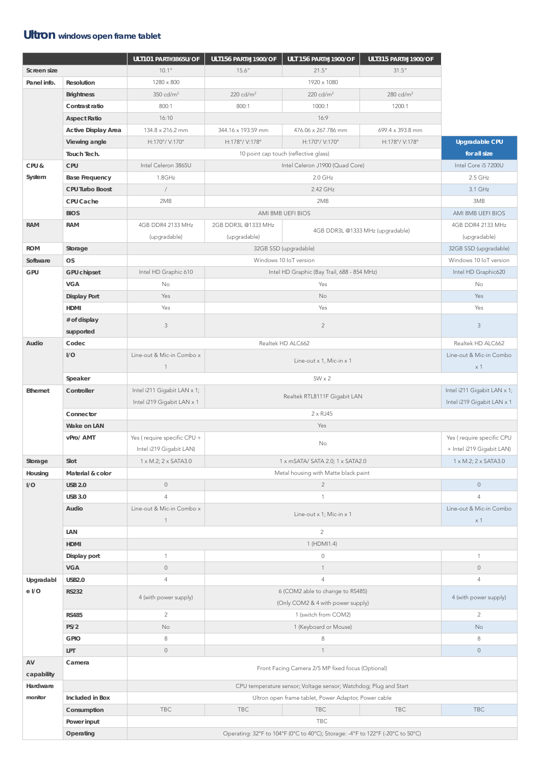# **Ultron** windows open frame tablet

| | | ULT101 PART#3865U/OF | ULT156 PART#J1900/OF | ULT156 PART#J1900/OF | ULT315 PART#J1900/OF | |
|---|---|---|---|---|---|---|
| **Screen size** | | 10.1" | 15.6" | 21.5" | 31.5" | |
| **Panel info.** | **Resolution** | 1280 x 800 | 1920 x 1080 | | | |
| | **Brightness** | 350 cd/m$^2$ | 220 cd/m$^2$ | 220 cd/m$^2$ | 280 cd/m$^2$ | |
| | **Contrast ratio** | 800:1 | 800:1 | 1000:1 | 1200:1 | |
| | **Aspect Ratio** | 16:10 | 16:9 | | | |
| | **Active Display Area** | 134.8 x 216.2 mm | 344.16 x 193.59 mm | 476.06 x 267.786 mm | 699.4 x 393.8 mm | |
| | **Viewing angle** | H:170°/ V:170° | H:178°/ V:178° | H:170°/ V:170° | H:178°/ V:178° | **Upgradable CPU for all size** |
| | **Touch Tech.** | 10 point cap touch (reflective glass) | | | | |
| **CPU & System** | **CPU** | Intel Celeron 3865U | Intel Celeron J1900 (Quad Core) | | | Intel Core i5 7200U |
| | **Base Frequency** | 1.8GHz | 2.0 GHz | | | 2.5 GHz |
| | **CPU Turbo Boost** | / | 2.42 GHz | | | 3.1 GHz |
| | **CPU Cache** | 2MB | 2MB | | | 3MB |
| | **BIOS** | AMI 8MB UEFI BIOS | | | | AMI 8MB UEFI BIOS |
| **RAM** | **RAM** | 4GB DDR4 2133 MHz (upgradable) | 2GB DDR3L @1333 MHz (upgradable) | 4GB DDR3L @1333 MHz (upgradable) | | 4GB DDR4 2133 MHz (upgradable) |
| **ROM** | **Storage** | 32GB SSD (upgradable) | | | | 32GB SSD (upgradable) |
| **Software** | **OS** | Windows 10 IoT version | | | | Windows 10 IoT version |
| **GPU** | **GPU chipset** | Intel HD Graphic 610 | Intel HD Graphic (Bay Trail, 688 - 854 MHz) | | | Intel HD Graphic620 |
| | **VGA** | No | Yes | | | No |
| | **Display Port** | Yes | No | | | Yes |
| | **HDMI** | Yes | Yes | | | Yes |
| | **# of display supported** | 3 | 2 | | | 3 |
| **Audio** | **Codec** | Realtek HD ALC662 | | | | Realtek HD ALC662 |
| | **I/O** | Line-out & Mic-in Combo x 1 | Line-out x 1, Mic-in x 1 | | | Line-out & Mic-in Combo x 1 |
| | **Speaker** | 5W x 2 | | | | |
| **Ethernet** | **Controller** | Intel i211 Gigabit LAN x 1; Intel i219 Gigabit LAN x 1 | Realtek RTL8111F Gigabit LAN | | | Intel i211 Gigabit LAN x 1; Intel i219 Gigabit LAN x 1 |
| | **Connector** | 2 x RJ45 | | | | |
| | **Wake on LAN** | Yes | | | | |
| | **vPro/ AMT** | Yes ( require specific CPU + Intel i219 Gigabit LAN) | No | | | Yes ( require specific CPU + Intel i219 Gigabit LAN) |
| **Storage** | **Slot** | 1 x M.2; 2 x SATA3.0 | 1 x mSATA/ SATA 2.0; 1 x SATA2.0 | | | 1 x M.2; 2 x SATA3.0 |
| **Housing** | **Material & color** | Metal housing with Matte black paint | | | | |
| **I/O** | **USB 2.0** | 0 | 2 | | | 0 |
| | **USB 3.0** | 4 | 1 | | | 4 |
| | **Audio** | Line-out & Mic-in Combo x 1 | Line-out x 1; Mic-in x 1 | | | Line-out & Mic-in Combo x 1 |
| | **LAN** | 2 | | | | |
| | **HDMI** | 1 (HDMI1.4) | | | | |
| | **Display port** | 1 | 0 | | | 1 |
| | **VGA** | 0 | 1 | | | 0 |
| **Upgradable I/O** | **USB2.0** | 4 | 4 | | | 4 |
| | **RS232** | 4 (with power supply) | 6 (COM2 able to change to RS485) (Only COM2 & 4 with power supply) | | | 4 (with power supply) |
| | **RS485** | 2 | 1 (switch from COM2) | | | 2 |
| | **PS/2** | No | 1 (Keyboard or Mouse) | | | No |
| | **GPIO** | 8 | 8 | | | 8 |
| | **LPT** | 0 | 1 | | | 0 |
| **AV capability** | **Camera** | Front Facing Camera 2/5 MP fixed focus (Optional) | | | | |
| **Hardware monitor** | | CPU temperature sensor; Voltage sensor; Watchdog; Plug and Start | | | | |
| | **Included in Box** | Ultron open frame tablet, Power Adaptor, Power cable | | | | |
| | **Consumption** | TBC | TBC | TBC | TBC | TBC |
| | **Power input** | TBC | | | | |
| | **Operating** | Operating: 32°F to 104°F (0°C to 40°C); Storage: -4°F to 122°F (-20°C to 50°C) | | | | |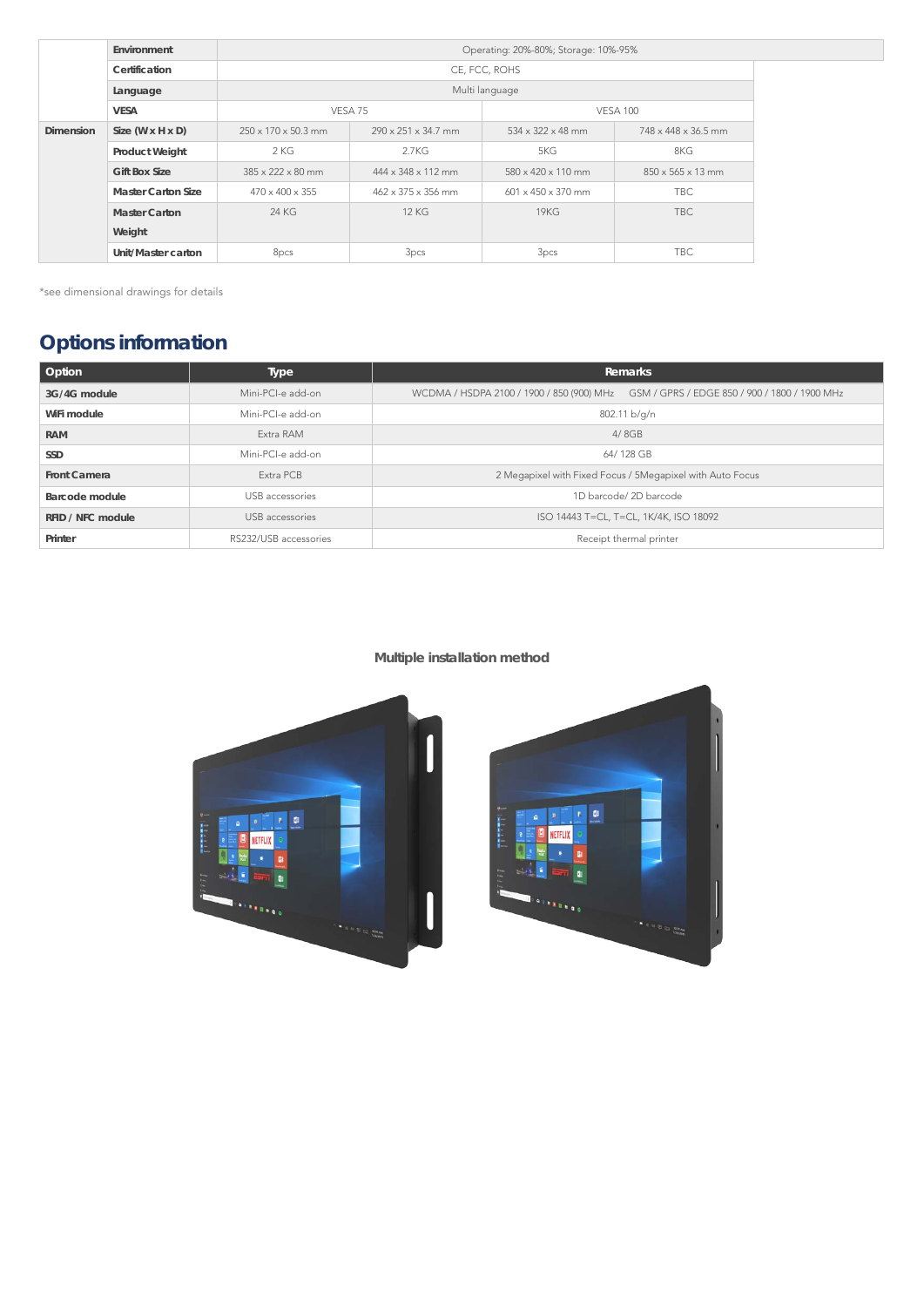| | | | | | |
|---|---|---|---|---|---|
| | Environment | Operating: 20%-80%; Storage: 10%-95% | | | |
| | Certification | CE, FCC, ROHS | | | |
| | Language | Multi language | | | |
| | VESA | VESA 75 | | VESA 100 | |
| Dimension | Size (W x H x D) | 250 x 170 x 50.3 mm | 290 x 251 x 34.7 mm | 534 x 322 x 48 mm | 748 x 448 x 36.5 mm |
| | Product Weight | 2 KG | 2.7KG | 5KG | 8KG |
| | Gift Box Size | 385 x 222 x 80 mm | 444 x 348 x 112 mm | 580 x 420 x 110 mm | 850 x 565 x 13 mm |
| | Master Carton Size | 470 x 400 x 355 | 462 x 375 x 356 mm | 601 x 450 x 370 mm | TBC |
| | Master Carton Weight | 24 KG | 12 KG | 19KG | TBC |
| | Unit/Master carton | 8pcs | 3pcs | 3pcs | TBC |

*see dimensional drawings for details

## Options information

| Option | Type | Remarks |
|---|---|---|
| 3G/4G module | Mini-PCI-e add-on | WCDMA / HSDPA 2100 / 1900 / 850 (900) MHz GSM / GPRS / EDGE 850 / 900 / 1800 / 1900 MHz |
| WiFi module | Mini-PCI-e add-on | 802.11 b/g/n |
| RAM | Extra RAM | 4/ 8GB |
| SSD | Mini-PCI-e add-on | 64/ 128 GB |
| Front Camera | Extra PCB | 2 Megapixel with Fixed Focus / 5Megapixel with Auto Focus |
| Barcode module | USB accessories | 1D barcode/ 2D barcode |
| RFID / NFC module | USB accessories | ISO 14443 T=CL, T=CL, 1K/4K, ISO 18092 |
| Printer | RS232/USB accessories | Receipt thermal printer |

**Multiple installation method**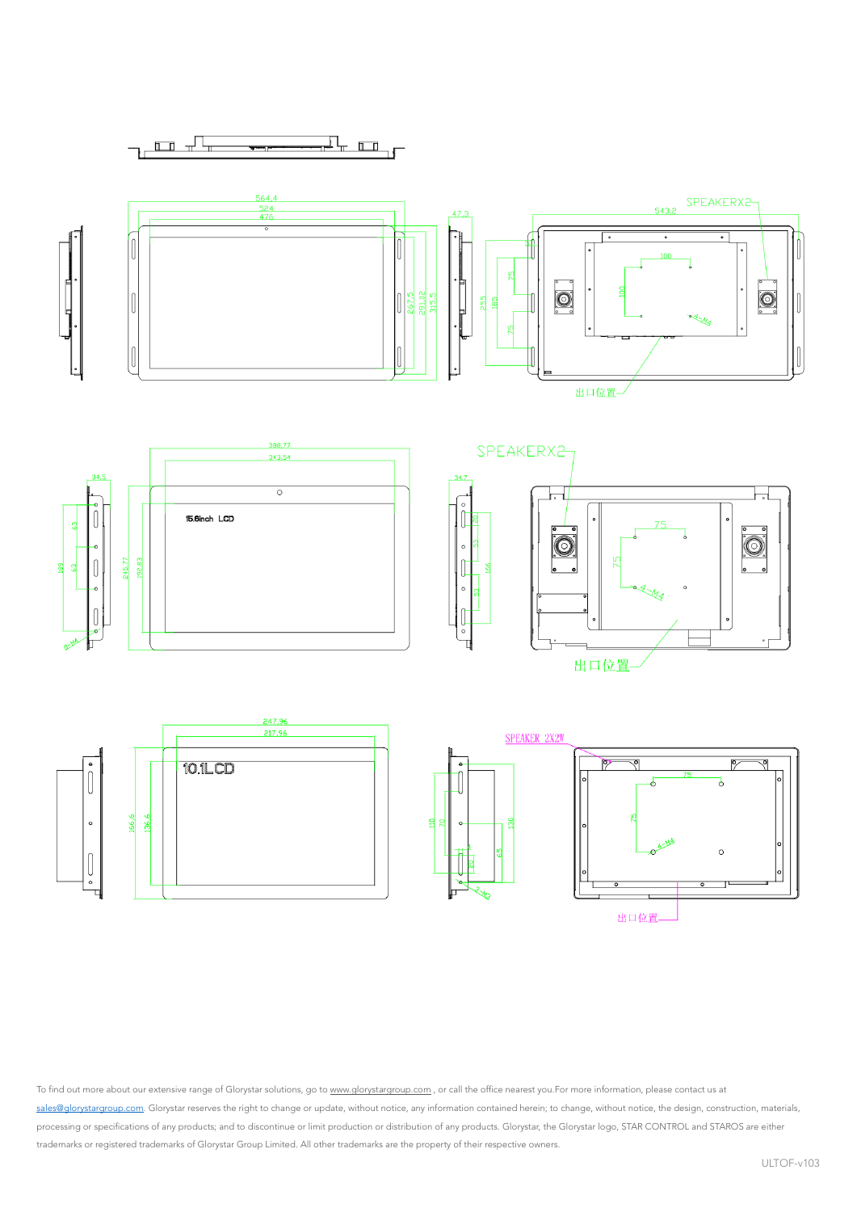564.4
524
476
267.6
291.02
315.5
47.3
543.2
SPEAKERX2
215
185
75
75
100
100
4-M4
出口位置

388.77
343.54
34.5
15.6inch LCD
63
63
189
245.77
192.83
8-M4
34.7
140
53
53
166
SPEAKERX2
75
75
4-M4
出口位置

247.96
217.96
10.1LCD
166.6
136.6
110
70
20
65
130
4-M3
SPEAKER 2X2W
75
75
4-M4
出口位置

To find out more about our extensive range of Glorystar solutions, go to www.glorystargroup.com , or call the office nearest you.For more information, please contact us at sales@glorystargroup.com. Glorystar reserves the right to change or update, without notice, any information contained herein; to change, without notice, the design, construction, materials, processing or specifications of any products; and to discontinue or limit production or distribution of any products. Glorystar, the Glorystar logo, STAR CONTROL and STAROS are either trademarks or registered trademarks of Glorystar Group Limited. All other trademarks are the property of their respective owners.

ULTOF-v103